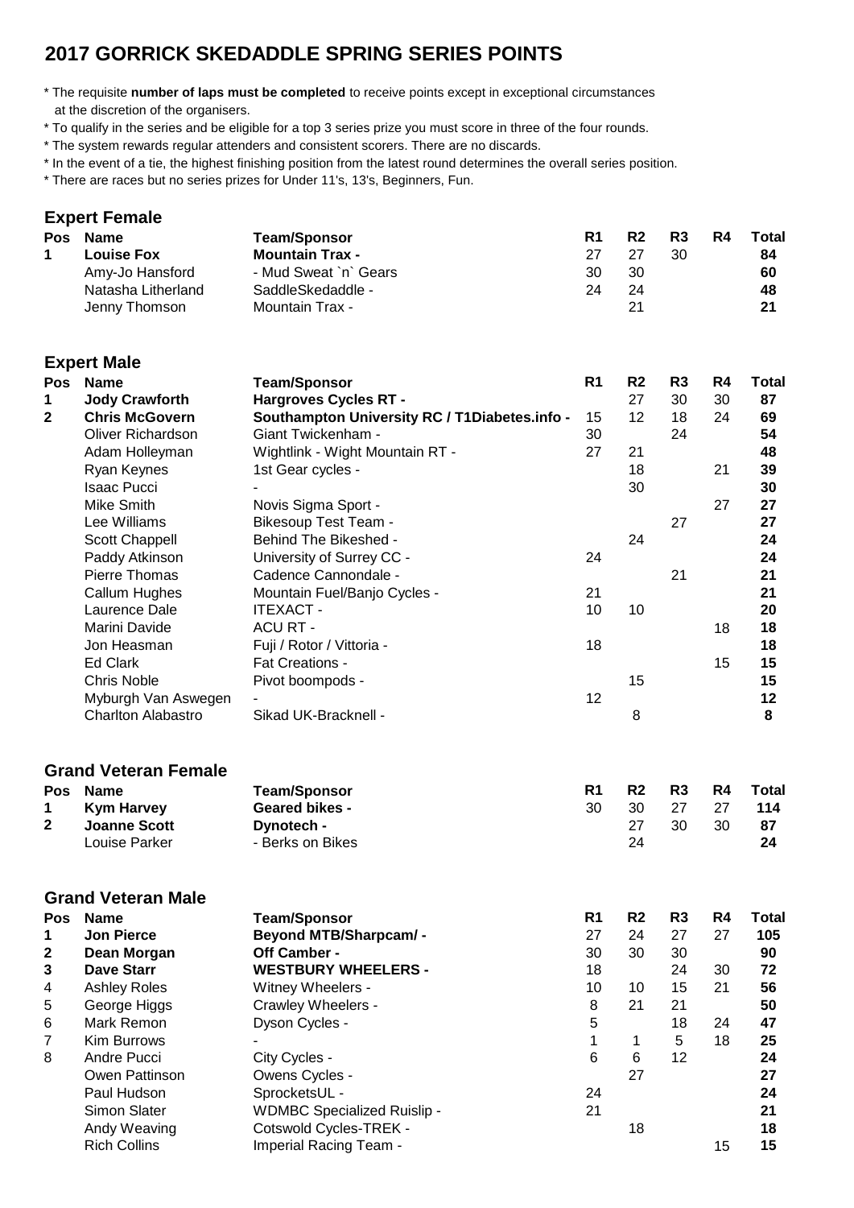# 2017 GORRICK SKEDADDLE SPRING SERIES POINTS

* The requisite **number of laps must be completed** to receive points except in exceptional circumstances at the discretion of the organisers.
* To qualify in the series and be eligible for a top 3 series prize you must score in three of the four rounds.
* The system rewards regular attenders and consistent scorers. There are no discards.
* In the event of a tie, the highest finishing position from the latest round determines the overall series position.
* There are races but no series prizes for Under 11's, 13's, Beginners, Fun.

## Expert Female

| Pos | Name | Team/Sponsor | R1 | R2 | R3 | R4 | Total |
|---|---|---|---|---|---|---|---|
| 1 | **Louise Fox** | **Mountain Trax -** | 27 | 27 | 30 | | **84** |
| | Amy-Jo Hansford | - Mud Sweat `n` Gears | 30 | 30 | | | **60** |
| | Natasha Litherland | SaddleSkedaddle - | 24 | 24 | | | **48** |
| | Jenny Thomson | Mountain Trax - | | 21 | | | **21** |

## Expert Male

| Pos | Name | Team/Sponsor | R1 | R2 | R3 | R4 | Total |
|---|---|---|---|---|---|---|---|
| 1 | **Jody Crawforth** | **Hargroves Cycles RT -** | | 27 | 30 | 30 | **87** |
| 2 | **Chris McGovern** | **Southampton University RC / T1Diabetes.info -** | 15 | 12 | 18 | 24 | **69** |
| | Oliver Richardson | Giant Twickenham - | 30 | | 24 | | **54** |
| | Adam Holleyman | Wightlink - Wight Mountain RT - | 27 | 21 | | | **48** |
| | Ryan Keynes | 1st Gear cycles - | | 18 | | 21 | **39** |
| | Isaac Pucci | - | | 30 | | | **30** |
| | Mike Smith | Novis Sigma Sport - | | | | 27 | **27** |
| | Lee Williams | Bikesoup Test Team - | | | 27 | | **27** |
| | Scott Chappell | Behind The Bikeshed - | | 24 | | | **24** |
| | Paddy Atkinson | University of Surrey CC - | 24 | | | | **24** |
| | Pierre Thomas | Cadence Cannondale - | | | 21 | | **21** |
| | Callum Hughes | Mountain Fuel/Banjo Cycles - | 21 | | | | **21** |
| | Laurence Dale | ITEXACT - | 10 | 10 | | | **20** |
| | Marini Davide | ACU RT - | | | | 18 | **18** |
| | Jon Heasman | Fuji / Rotor / Vittoria - | 18 | | | | **18** |
| | Ed Clark | Fat Creations - | | | | 15 | **15** |
| | Chris Noble | Pivot boompods - | | 15 | | | **15** |
| | Myburgh Van Aswegen | - | 12 | | | | **12** |
| | Charlton Alabastro | Sikad UK-Bracknell - | | 8 | | | **8** |

## Grand Veteran Female

| Pos | Name | Team/Sponsor | R1 | R2 | R3 | R4 | Total |
|---|---|---|---|---|---|---|---|
| 1 | **Kym Harvey** | **Geared bikes -** | 30 | 30 | 27 | 27 | **114** |
| 2 | **Joanne Scott** | **Dynotech -** | | 27 | 30 | 30 | **87** |
| | Louise Parker | - Berks on Bikes | | 24 | | | **24** |

## Grand Veteran Male

| Pos | Name | Team/Sponsor | R1 | R2 | R3 | R4 | Total |
|---|---|---|---|---|---|---|---|
| 1 | **Jon Pierce** | **Beyond MTB/Sharpcam/ -** | 27 | 24 | 27 | 27 | **105** |
| 2 | **Dean Morgan** | **Off Camber -** | 30 | 30 | 30 | | **90** |
| 3 | **Dave Starr** | **WESTBURY WHEELERS -** | 18 | | 24 | 30 | **72** |
| 4 | Ashley Roles | Witney Wheelers - | 10 | 10 | 15 | 21 | **56** |
| 5 | George Higgs | Crawley Wheelers - | 8 | 21 | 21 | | **50** |
| 6 | Mark Remon | Dyson Cycles - | 5 | | 18 | 24 | **47** |
| 7 | Kim Burrows | - | 1 | 1 | 5 | 18 | **25** |
| 8 | Andre Pucci | City Cycles - | 6 | 6 | 12 | | **24** |
| | Owen Pattinson | Owens Cycles - | | 27 | | | **27** |
| | Paul Hudson | SprocketsUL - | 24 | | | | **24** |
| | Simon Slater | WDMBC Specialized Ruislip - | 21 | | | | **21** |
| | Andy Weaving | Cotswold Cycles-TREK - | | 18 | | | **18** |
| | Rich Collins | Imperial Racing Team - | | | | 15 | **15** |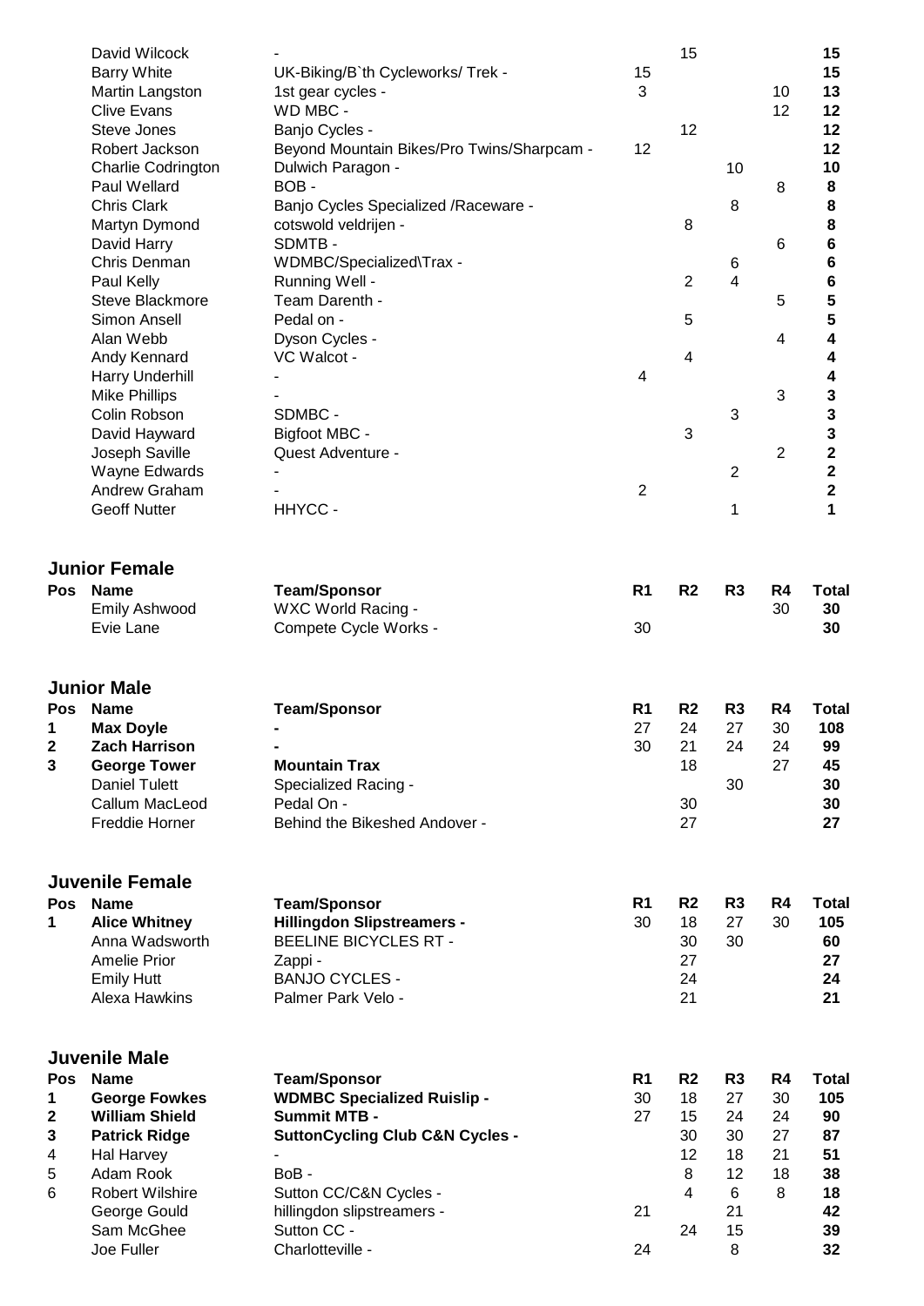| Pos | Name | Team/Sponsor | R1 | R2 | R3 | R4 | Total |
|---|---|---|---|---|---|---|---|
| | David Wilcock | - | | 15 | | | **15** |
| | Barry White | UK-Biking/B`th Cycleworks/ Trek - | 15 | | | | **15** |
| | Martin Langston | 1st gear cycles - | 3 | | | 10 | **13** |
| | Clive Evans | WD MBC - | | | | 12 | **12** |
| | Steve Jones | Banjo Cycles - | | 12 | | | **12** |
| | Robert Jackson | Beyond Mountain Bikes/Pro Twins/Sharpcam - | 12 | | | | **12** |
| | Charlie Codrington | Dulwich Paragon - | | | 10 | | **10** |
| | Paul Wellard | BOB - | | | | 8 | **8** |
| | Chris Clark | Banjo Cycles Specialized /Raceware - | | | 8 | | **8** |
| | Martyn Dymond | cotswold veldrijen - | | 8 | | | **8** |
| | David Harry | SDMTB - | | | | 6 | **6** |
| | Chris Denman | WDMBC/Specialized\Trax - | | | 6 | | **6** |
| | Paul Kelly | Running Well - | | 2 | 4 | | **6** |
| | Steve Blackmore | Team Darenth - | | | | 5 | **5** |
| | Simon Ansell | Pedal on - | | 5 | | | **5** |
| | Alan Webb | Dyson Cycles - | | | | 4 | **4** |
| | Andy Kennard | VC Walcot - | | 4 | | | **4** |
| | Harry Underhill | - | 4 | | | | **4** |
| | Mike Phillips | - | | | | 3 | **3** |
| | Colin Robson | SDMBC - | | | 3 | | **3** |
| | David Hayward | Bigfoot MBC - | | 3 | | | **3** |
| | Joseph Saville | Quest Adventure - | | | | 2 | **2** |
| | Wayne Edwards | - | | | 2 | | **2** |
| | Andrew Graham | - | 2 | | | | **2** |
| | Geoff Nutter | HHYCC - | | | 1 | | **1** |

## Junior Female

| Pos | Name | Team/Sponsor | R1 | R2 | R3 | R4 | Total |
|---|---|---|---|---|---|---|---|
| | Emily Ashwood | WXC World Racing - | | | | 30 | **30** |
| | Evie Lane | Compete Cycle Works - | 30 | | | | **30** |

## Junior Male

| Pos | Name | Team/Sponsor | R1 | R2 | R3 | R4 | Total |
|---|---|---|---|---|---|---|---|
| 1 | **Max Doyle** | **-** | 27 | 24 | 27 | 30 | **108** |
| 2 | **Zach Harrison** | **-** | 30 | 21 | 24 | 24 | **99** |
| 3 | **George Tower** | **Mountain Trax** | | 18 | | 27 | **45** |
| | Daniel Tulett | Specialized Racing - | | | 30 | | **30** |
| | Callum MacLeod | Pedal On - | | 30 | | | **30** |
| | Freddie Horner | Behind the Bikeshed Andover - | | 27 | | | **27** |

## Juvenile Female

| Pos | Name | Team/Sponsor | R1 | R2 | R3 | R4 | Total |
|---|---|---|---|---|---|---|---|
| 1 | **Alice Whitney** | **Hillingdon Slipstreamers -** | 30 | 18 | 27 | 30 | **105** |
| | Anna Wadsworth | BEELINE BICYCLES RT - | | 30 | 30 | | **60** |
| | Amelie Prior | Zappi - | | 27 | | | **27** |
| | Emily Hutt | BANJO CYCLES - | | 24 | | | **24** |
| | Alexa Hawkins | Palmer Park Velo - | | 21 | | | **21** |

## Juvenile Male

| Pos | Name | Team/Sponsor | R1 | R2 | R3 | R4 | Total |
|---|---|---|---|---|---|---|---|
| 1 | **George Fowkes** | **WDMBC Specialized Ruislip -** | 30 | 18 | 27 | 30 | **105** |
| 2 | **William Shield** | **Summit MTB -** | 27 | 15 | 24 | 24 | **90** |
| 3 | **Patrick Ridge** | **SuttonCycling Club C&N Cycles -** | | 30 | 30 | 27 | **87** |
| 4 | Hal Harvey | - | | 12 | 18 | 21 | **51** |
| 5 | Adam Rook | BoB - | | 8 | 12 | 18 | **38** |
| 6 | Robert Wilshire | Sutton CC/C&N Cycles - | | 4 | 6 | 8 | **18** |
| | George Gould | hillingdon slipstreamers - | 21 | | 21 | | **42** |
| | Sam McGhee | Sutton CC - | | 24 | 15 | | **39** |
| | Joe Fuller | Charlotteville - | 24 | | 8 | | **32** |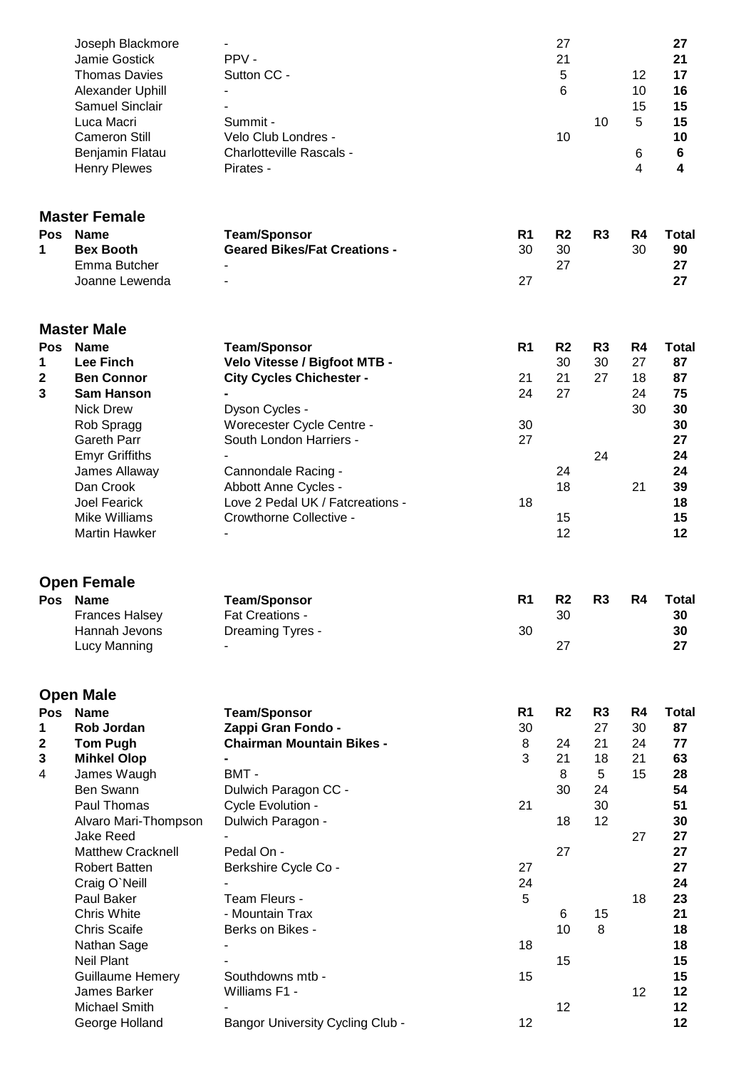| Pos | Name | Team/Sponsor | R1 | R2 | R3 | R4 | Total |
|---|---|---|---|---|---|---|---|
| | Joseph Blackmore | - | | 27 | | | **27** |
| | Jamie Gostick | PPV - | | 21 | | | **21** |
| | Thomas Davies | Sutton CC - | | 5 | | 12 | **17** |
| | Alexander Uphill | - | | 6 | | 10 | **16** |
| | Samuel Sinclair | - | | | | 15 | **15** |
| | Luca Macri | Summit - | | | 10 | 5 | **15** |
| | Cameron Still | Velo Club Londres - | | 10 | | | **10** |
| | Benjamin Flatau | Charlotteville Rascals - | | | | 6 | **6** |
| | Henry Plewes | Pirates - | | | | 4 | **4** |

## Master Female

| Pos | Name | Team/Sponsor | R1 | R2 | R3 | R4 | Total |
|---|---|---|---|---|---|---|---|
| **1** | **Bex Booth** | **Geared Bikes/Fat Creations -** | 30 | 30 | | 30 | **90** |
| | Emma Butcher | - | | 27 | | | **27** |
| | Joanne Lewenda | - | 27 | | | | **27** |

## Master Male

| Pos | Name | Team/Sponsor | R1 | R2 | R3 | R4 | Total |
|---|---|---|---|---|---|---|---|
| **1** | **Lee Finch** | **Velo Vitesse / Bigfoot MTB -** | | 30 | 30 | 27 | **87** |
| **2** | **Ben Connor** | **City Cycles Chichester -** | 21 | 21 | 27 | 18 | **87** |
| **3** | **Sam Hanson** | **-** | 24 | 27 | | 24 | **75** |
| | Nick Drew | Dyson Cycles - | | | | 30 | **30** |
| | Rob Spragg | Worecester Cycle Centre - | 30 | | | | **30** |
| | Gareth Parr | South London Harriers - | 27 | | | | **27** |
| | Emyr Griffiths | - | | | 24 | | **24** |
| | James Allaway | Cannondale Racing - | | 24 | | | **24** |
| | Dan Crook | Abbott Anne Cycles - | | 18 | | 21 | **39** |
| | Joel Fearick | Love 2 Pedal UK / Fatcreations - | 18 | | | | **18** |
| | Mike Williams | Crowthorne Collective - | | 15 | | | **15** |
| | Martin Hawker | - | | 12 | | | **12** |

## Open Female

| Pos | Name | Team/Sponsor | R1 | R2 | R3 | R4 | Total |
|---|---|---|---|---|---|---|---|
| | Frances Halsey | Fat Creations - | | 30 | | | **30** |
| | Hannah Jevons | Dreaming Tyres - | 30 | | | | **30** |
| | Lucy Manning | - | | 27 | | | **27** |

## Open Male

| Pos | Name | Team/Sponsor | R1 | R2 | R3 | R4 | Total |
|---|---|---|---|---|---|---|---|
| **1** | **Rob Jordan** | **Zappi Gran Fondo -** | 30 | | 27 | 30 | **87** |
| **2** | **Tom Pugh** | **Chairman Mountain Bikes -** | 8 | 24 | 21 | 24 | **77** |
| **3** | **Mihkel Olop** | **-** | 3 | 21 | 18 | 21 | **63** |
| 4 | James Waugh | BMT - | | 8 | 5 | 15 | **28** |
| | Ben Swann | Dulwich Paragon CC - | | 30 | 24 | | **54** |
| | Paul Thomas | Cycle Evolution - | 21 | | 30 | | **51** |
| | Alvaro Mari-Thompson | Dulwich Paragon - | | 18 | 12 | | **30** |
| | Jake Reed | - | | | | 27 | **27** |
| | Matthew Cracknell | Pedal On - | | 27 | | | **27** |
| | Robert Batten | Berkshire Cycle Co - | 27 | | | | **27** |
| | Craig O`Neill | - | 24 | | | | **24** |
| | Paul Baker | Team Fleurs - | 5 | | | 18 | **23** |
| | Chris White | - Mountain Trax | | 6 | 15 | | **21** |
| | Chris Scaife | Berks on Bikes - | | 10 | 8 | | **18** |
| | Nathan Sage | - | 18 | | | | **18** |
| | Neil Plant | - | | 15 | | | **15** |
| | Guillaume Hemery | Southdowns mtb - | 15 | | | | **15** |
| | James Barker | Williams F1 - | | | | 12 | **12** |
| | Michael Smith | - | | 12 | | | **12** |
| | George Holland | Bangor University Cycling Club - | 12 | | | | **12** |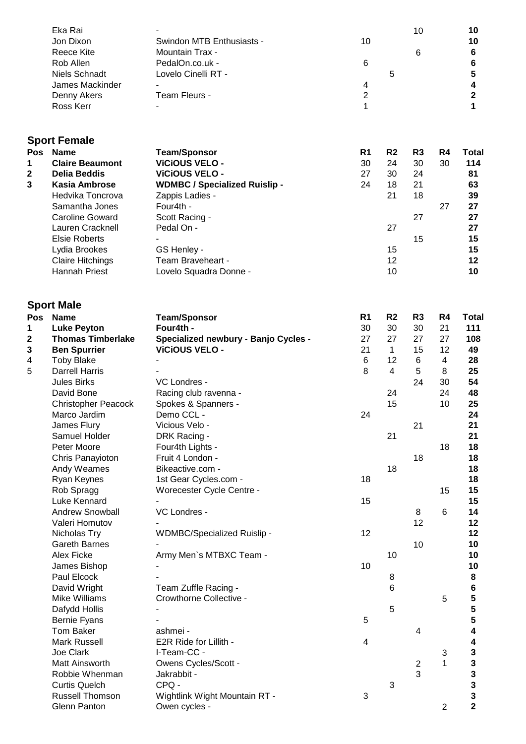| Pos | Name | Team/Sponsor | R1 | R2 | R3 | R4 | Total |
|---|---|---|---|---|---|---|---|
| | Eka Rai | - | | | 10 | | **10** |
| | Jon Dixon | Swindon MTB Enthusiasts - | 10 | | | | **10** |
| | Reece Kite | Mountain Trax - | | | 6 | | **6** |
| | Rob Allen | PedalOn.co.uk - | 6 | | | | **6** |
| | Niels Schnadt | Lovelo Cinelli RT - | | 5 | | | **5** |
| | James Mackinder | - | 4 | | | | **4** |
| | Denny Akers | Team Fleurs - | 2 | | | | **2** |
| | Ross Kerr | - | 1 | | | | **1** |

## Sport Female

| Pos | Name | Team/Sponsor | R1 | R2 | R3 | R4 | Total |
|---|---|---|---|---|---|---|---|
| 1 | **Claire Beaumont** | **ViCiOUS VELO -** | 30 | 24 | 30 | 30 | **114** |
| 2 | **Delia Beddis** | **ViCiOUS VELO -** | 27 | 30 | 24 | | **81** |
| 3 | **Kasia Ambrose** | **WDMBC / Specialized Ruislip -** | 24 | 18 | 21 | | **63** |
| | Hedvika Toncrova | Zappis Ladies - | | 21 | 18 | | **39** |
| | Samantha Jones | Four4th - | | | | 27 | **27** |
| | Caroline Goward | Scott Racing - | | | 27 | | **27** |
| | Lauren Cracknell | Pedal On - | | 27 | | | **27** |
| | Elsie Roberts | - | | | 15 | | **15** |
| | Lydia Brookes | GS Henley - | | 15 | | | **15** |
| | Claire Hitchings | Team Braveheart - | | 12 | | | **12** |
| | Hannah Priest | Lovelo Squadra Donne - | | 10 | | | **10** |

## Sport Male

| Pos | Name | Team/Sponsor | R1 | R2 | R3 | R4 | Total |
|---|---|---|---|---|---|---|---|
| 1 | **Luke Peyton** | **Four4th -** | 30 | 30 | 30 | 21 | **111** |
| 2 | **Thomas Timberlake** | **Specialized newbury - Banjo Cycles -** | 27 | 27 | 27 | 27 | **108** |
| 3 | **Ben Spurrier** | **ViCiOUS VELO -** | 21 | 1 | 15 | 12 | **49** |
| 4 | Toby Blake | - | 6 | 12 | 6 | 4 | **28** |
| 5 | Darrell Harris | - | 8 | 4 | 5 | 8 | **25** |
| | Jules Birks | VC Londres - | | | 24 | 30 | **54** |
| | David Bone | Racing club ravenna - | | 24 | | 24 | **48** |
| | Christopher Peacock | Spokes & Spanners - | | 15 | | 10 | **25** |
| | Marco Jardim | Demo CCL - | 24 | | | | **24** |
| | James Flury | Vicious Velo - | | | 21 | | **21** |
| | Samuel Holder | DRK Racing - | | 21 | | | **21** |
| | Peter Moore | Four4th Lights - | | | | 18 | **18** |
| | Chris Panayioton | Fruit 4 London - | | | 18 | | **18** |
| | Andy Weames | Bikeactive.com - | | 18 | | | **18** |
| | Ryan Keynes | 1st Gear Cycles.com - | 18 | | | | **18** |
| | Rob Spragg | Worecester Cycle Centre - | | | | 15 | **15** |
| | Luke Kennard | - | 15 | | | | **15** |
| | Andrew Snowball | VC Londres - | | | 8 | 6 | **14** |
| | Valeri Homutov | - | | | 12 | | **12** |
| | Nicholas Try | WDMBC/Specialized Ruislip - | 12 | | | | **12** |
| | Gareth Barnes | - | | | 10 | | **10** |
| | Alex Ficke | Army Men`s MTBXC Team - | | 10 | | | **10** |
| | James Bishop | - | 10 | | | | **10** |
| | Paul Elcock | - | | 8 | | | **8** |
| | David Wright | Team Zuffle Racing - | | 6 | | | **6** |
| | Mike Williams | Crowthorne Collective - | | | | 5 | **5** |
| | Dafydd Hollis | - | | 5 | | | **5** |
| | Bernie Fyans | - | 5 | | | | **5** |
| | Tom Baker | ashmei - | | | 4 | | **4** |
| | Mark Russell | E2R Ride for Lillith - | 4 | | | | **4** |
| | Joe Clark | I-Team-CC - | | | | 3 | **3** |
| | Matt Ainsworth | Owens Cycles/Scott - | | | 2 | 1 | **3** |
| | Robbie Whenman | Jakrabbit - | | | 3 | | **3** |
| | Curtis Quelch | CPQ - | | 3 | | | **3** |
| | Russell Thomson | Wightlink Wight Mountain RT - | 3 | | | | **3** |
| | Glenn Panton | Owen cycles - | | | | 2 | **2** |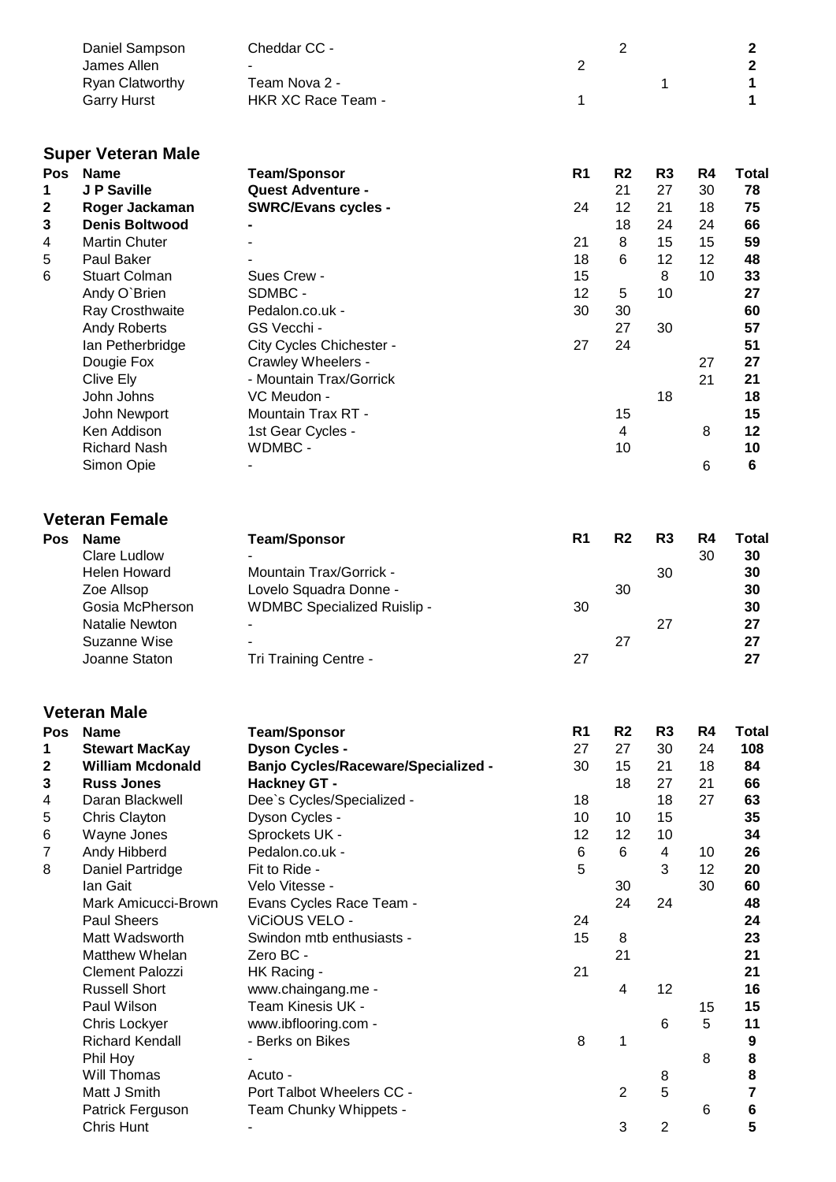| Pos | Name | Team/Sponsor | R1 | R2 | R3 | R4 | Total |
|---|---|---|---|---|---|---|---|
| | Daniel Sampson | Cheddar CC - | | 2 | | | **2** |
| | James Allen | - | 2 | | | | **2** |
| | Ryan Clatworthy | Team Nova 2 - | | | 1 | | **1** |
| | Garry Hurst | HKR XC Race Team - | 1 | | | | **1** |

## Super Veteran Male

| Pos | Name | Team/Sponsor | R1 | R2 | R3 | R4 | Total |
|---|---|---|---|---|---|---|---|
| **1** | **J P Saville** | **Quest Adventure -** | | 21 | 27 | 30 | **78** |
| **2** | **Roger Jackaman** | **SWRC/Evans cycles -** | 24 | 12 | 21 | 18 | **75** |
| **3** | **Denis Boltwood** | **-** | | 18 | 24 | 24 | **66** |
| 4 | Martin Chuter | - | 21 | 8 | 15 | 15 | **59** |
| 5 | Paul Baker | - | 18 | 6 | 12 | 12 | **48** |
| 6 | Stuart Colman | Sues Crew - | 15 | | 8 | 10 | **33** |
| | Andy O`Brien | SDMBC - | 12 | 5 | 10 | | **27** |
| | Ray Crosthwaite | Pedalon.co.uk - | 30 | 30 | | | **60** |
| | Andy Roberts | GS Vecchi - | | 27 | 30 | | **57** |
| | Ian Petherbridge | City Cycles Chichester - | 27 | 24 | | | **51** |
| | Dougie Fox | Crawley Wheelers - | | | | 27 | **27** |
| | Clive Ely | - Mountain Trax/Gorrick | | | | 21 | **21** |
| | John Johns | VC Meudon - | | | 18 | | **18** |
| | John Newport | Mountain Trax RT - | | 15 | | | **15** |
| | Ken Addison | 1st Gear Cycles - | | 4 | | 8 | **12** |
| | Richard Nash | WDMBC - | | 10 | | | **10** |
| | Simon Opie | - | | | | 6 | **6** |

## Veteran Female

| Pos | Name | Team/Sponsor | R1 | R2 | R3 | R4 | Total |
|---|---|---|---|---|---|---|---|
| | Clare Ludlow | - | | | | 30 | **30** |
| | Helen Howard | Mountain Trax/Gorrick - | | | 30 | | **30** |
| | Zoe Allsop | Lovelo Squadra Donne - | | 30 | | | **30** |
| | Gosia McPherson | WDMBC Specialized Ruislip - | 30 | | | | **30** |
| | Natalie Newton | - | | | 27 | | **27** |
| | Suzanne Wise | - | | 27 | | | **27** |
| | Joanne Staton | Tri Training Centre - | 27 | | | | **27** |

## Veteran Male

| Pos | Name | Team/Sponsor | R1 | R2 | R3 | R4 | Total |
|---|---|---|---|---|---|---|---|
| **1** | **Stewart MacKay** | **Dyson Cycles -** | 27 | 27 | 30 | 24 | **108** |
| **2** | **William Mcdonald** | **Banjo Cycles/Raceware/Specialized -** | 30 | 15 | 21 | 18 | **84** |
| **3** | **Russ Jones** | **Hackney GT -** | | 18 | 27 | 21 | **66** |
| 4 | Daran Blackwell | Dee`s Cycles/Specialized - | 18 | | 18 | 27 | **63** |
| 5 | Chris Clayton | Dyson Cycles - | 10 | 10 | 15 | | **35** |
| 6 | Wayne Jones | Sprockets UK - | 12 | 12 | 10 | | **34** |
| 7 | Andy Hibberd | Pedalon.co.uk - | 6 | 6 | 4 | 10 | **26** |
| 8 | Daniel Partridge | Fit to Ride - | 5 | | 3 | 12 | **20** |
| | Ian Gait | Velo Vitesse - | | 30 | | 30 | **60** |
| | Mark Amicucci-Brown | Evans Cycles Race Team - | | 24 | 24 | | **48** |
| | Paul Sheers | ViCiOUS VELO - | 24 | | | | **24** |
| | Matt Wadsworth | Swindon mtb enthusiasts - | 15 | 8 | | | **23** |
| | Matthew Whelan | Zero BC - | | 21 | | | **21** |
| | Clement Palozzi | HK Racing - | 21 | | | | **21** |
| | Russell Short | www.chaingang.me - | | 4 | 12 | | **16** |
| | Paul Wilson | Team Kinesis UK - | | | | 15 | **15** |
| | Chris Lockyer | www.ibflooring.com - | | | 6 | 5 | **11** |
| | Richard Kendall | - Berks on Bikes | 8 | 1 | | | **9** |
| | Phil Hoy | - | | | | 8 | **8** |
| | Will Thomas | Acuto - | | | 8 | | **8** |
| | Matt J Smith | Port Talbot Wheelers CC - | | 2 | 5 | | **7** |
| | Patrick Ferguson | Team Chunky Whippets - | | | | 6 | **6** |
| | Chris Hunt | - | | 3 | 2 | | **5** |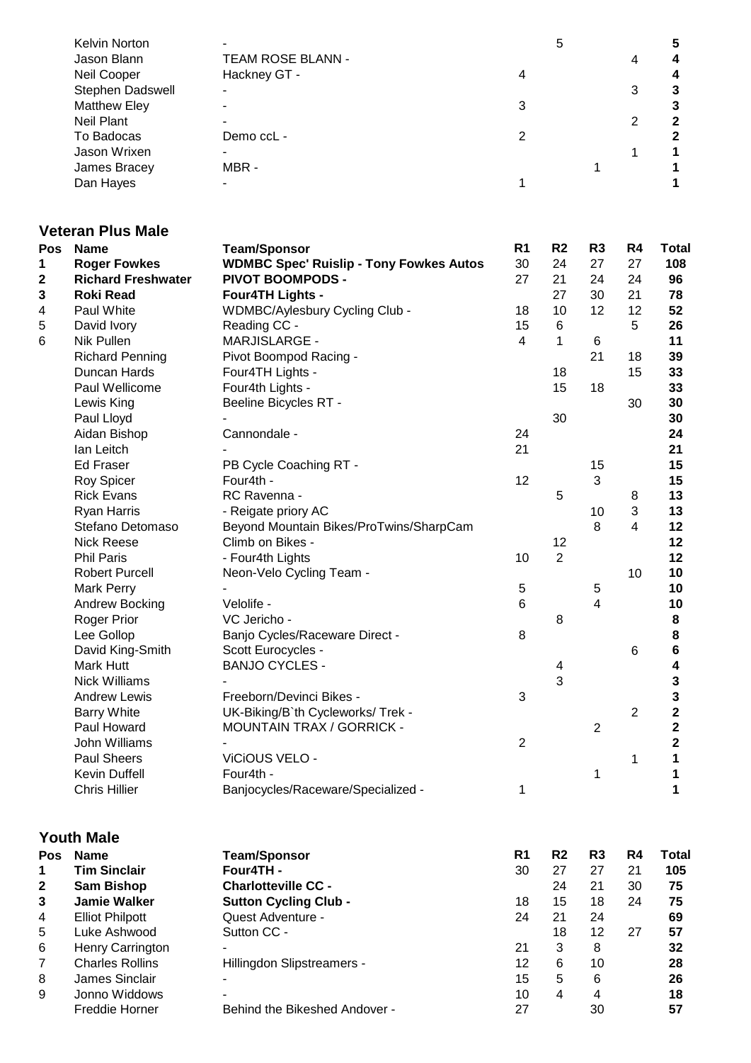| Pos | Name | Team/Sponsor | R1 | R2 | R3 | R4 | Total |
|---|---|---|---|---|---|---|---|
| | Kelvin Norton | - | | 5 | | | **5** |
| | Jason Blann | TEAM ROSE BLANN - | | | | 4 | **4** |
| | Neil Cooper | Hackney GT - | 4 | | | | **4** |
| | Stephen Dadswell | - | | | | 3 | **3** |
| | Matthew Eley | - | 3 | | | | **3** |
| | Neil Plant | - | | | | 2 | **2** |
| | To Badocas | Demo ccL - | 2 | | | | **2** |
| | Jason Wrixen | - | | | | 1 | **1** |
| | James Bracey | MBR - | | | 1 | | **1** |
| | Dan Hayes | - | 1 | | | | **1** |

## Veteran Plus Male

| Pos | Name | Team/Sponsor | R1 | R2 | R3 | R4 | Total |
|---|---|---|---|---|---|---|---|
| **1** | **Roger Fowkes** | **WDMBC Spec' Ruislip - Tony Fowkes Autos** | 30 | 24 | 27 | 27 | **108** |
| **2** | **Richard Freshwater** | **PIVOT BOOMPODS -** | 27 | 21 | 24 | 24 | **96** |
| **3** | **Roki Read** | **Four4TH Lights -** | | 27 | 30 | 21 | **78** |
| 4 | Paul White | WDMBC/Aylesbury Cycling Club - | 18 | 10 | 12 | 12 | **52** |
| 5 | David Ivory | Reading CC - | 15 | 6 | | 5 | **26** |
| 6 | Nik Pullen | MARJISLARGE - | 4 | 1 | 6 | | **11** |
| | Richard Penning | Pivot Boompod Racing - | | | 21 | 18 | **39** |
| | Duncan Hards | Four4TH Lights - | | 18 | | 15 | **33** |
| | Paul Wellicome | Four4th Lights - | | 15 | 18 | | **33** |
| | Lewis King | Beeline Bicycles RT - | | | | 30 | **30** |
| | Paul Lloyd | - | | 30 | | | **30** |
| | Aidan Bishop | Cannondale - | 24 | | | | **24** |
| | Ian Leitch | - | 21 | | | | **21** |
| | Ed Fraser | PB Cycle Coaching RT - | | | 15 | | **15** |
| | Roy Spicer | Four4th - | 12 | | 3 | | **15** |
| | Rick Evans | RC Ravenna - | | 5 | | 8 | **13** |
| | Ryan Harris | - Reigate priory AC | | | 10 | 3 | **13** |
| | Stefano Detomaso | Beyond Mountain Bikes/ProTwins/SharpCam | | | 8 | 4 | **12** |
| | Nick Reese | Climb on Bikes - | | 12 | | | **12** |
| | Phil Paris | - Four4th Lights | 10 | 2 | | | **12** |
| | Robert Purcell | Neon-Velo Cycling Team - | | | | 10 | **10** |
| | Mark Perry | - | 5 | | 5 | | **10** |
| | Andrew Bocking | Velolife - | 6 | | 4 | | **10** |
| | Roger Prior | VC Jericho - | | 8 | | | **8** |
| | Lee Gollop | Banjo Cycles/Raceware Direct - | 8 | | | | **8** |
| | David King-Smith | Scott Eurocycles - | | | | 6 | **6** |
| | Mark Hutt | BANJO CYCLES - | | 4 | | | **4** |
| | Nick Williams | - | | 3 | | | **3** |
| | Andrew Lewis | Freeborn/Devinci Bikes - | 3 | | | | **3** |
| | Barry White | UK-Biking/B`th Cycleworks/ Trek - | | | | 2 | **2** |
| | Paul Howard | MOUNTAIN TRAX / GORRICK - | | | 2 | | **2** |
| | John Williams | - | 2 | | | | **2** |
| | Paul Sheers | ViCiOUS VELO - | | | | 1 | **1** |
| | Kevin Duffell | Four4th - | | | 1 | | **1** |
| | Chris Hillier | Banjocycles/Raceware/Specialized - | 1 | | | | **1** |

## Youth Male

| Pos | Name | Team/Sponsor | R1 | R2 | R3 | R4 | Total |
|---|---|---|---|---|---|---|---|
| **1** | **Tim Sinclair** | **Four4TH -** | 30 | 27 | 27 | 21 | **105** |
| **2** | **Sam Bishop** | **Charlotteville CC -** | | 24 | 21 | 30 | **75** |
| **3** | **Jamie Walker** | **Sutton Cycling Club -** | 18 | 15 | 18 | 24 | **75** |
| 4 | Elliot Philpott | Quest Adventure - | 24 | 21 | 24 | | **69** |
| 5 | Luke Ashwood | Sutton CC - | | 18 | 12 | 27 | **57** |
| 6 | Henry Carrington | - | 21 | 3 | 8 | | **32** |
| 7 | Charles Rollins | Hillingdon Slipstreamers - | 12 | 6 | 10 | | **28** |
| 8 | James Sinclair | - | 15 | 5 | 6 | | **26** |
| 9 | Jonno Widdows | - | 10 | 4 | 4 | | **18** |
| | Freddie Horner | Behind the Bikeshed Andover - | 27 | | 30 | | **57** |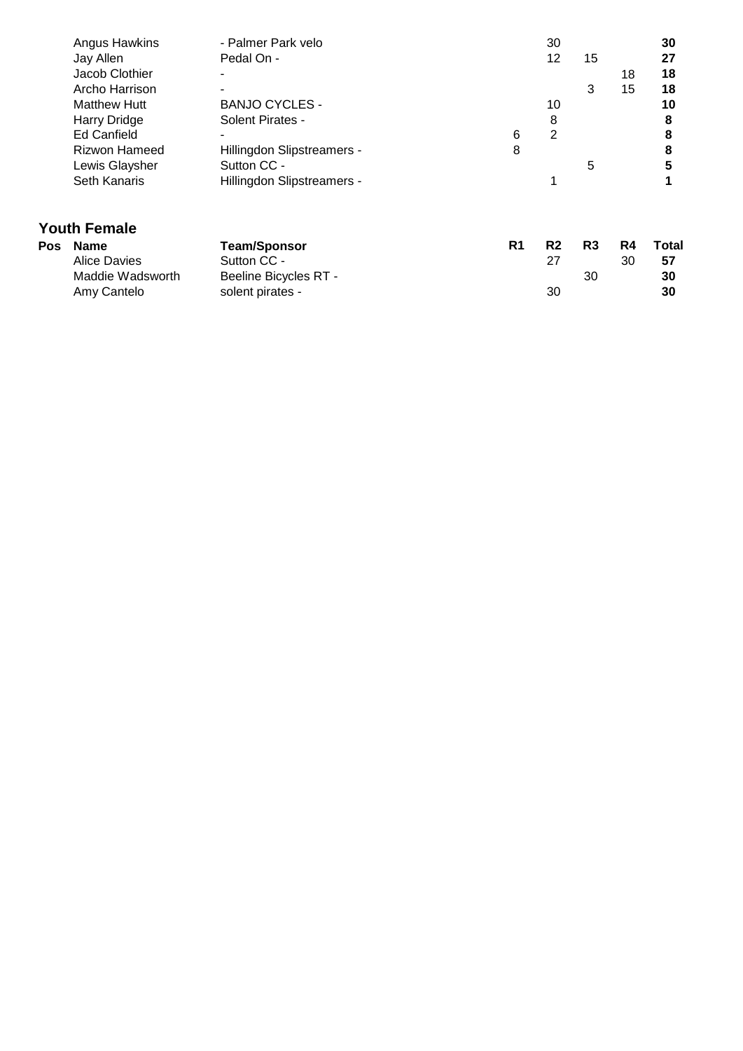| | | | | | | | |
|---|---|---|---|---|---|---|---|
| | Angus Hawkins | - Palmer Park velo | | 30 | | | **30** |
| | Jay Allen | Pedal On - | | 12 | 15 | | **27** |
| | Jacob Clothier | - | | | | 18 | **18** |
| | Archo Harrison | - | | | 3 | 15 | **18** |
| | Matthew Hutt | BANJO CYCLES - | | 10 | | | **10** |
| | Harry Dridge | Solent Pirates - | | 8 | | | **8** |
| | Ed Canfield | - | 6 | 2 | | | **8** |
| | Rizwon Hameed | Hillingdon Slipstreamers - | 8 | | | | **8** |
| | Lewis Glaysher | Sutton CC - | | | 5 | | **5** |
| | Seth Kanaris | Hillingdon Slipstreamers - | | 1 | | | **1** |

## Youth Female

| Pos | Name | Team/Sponsor | R1 | R2 | R3 | R4 | Total |
|---|---|---|---|---|---|---|---|
| | Alice Davies | Sutton CC - | | 27 | | 30 | **57** |
| | Maddie Wadsworth | Beeline Bicycles RT - | | | 30 | | **30** |
| | Amy Cantelo | solent pirates - | | 30 | | | **30** |